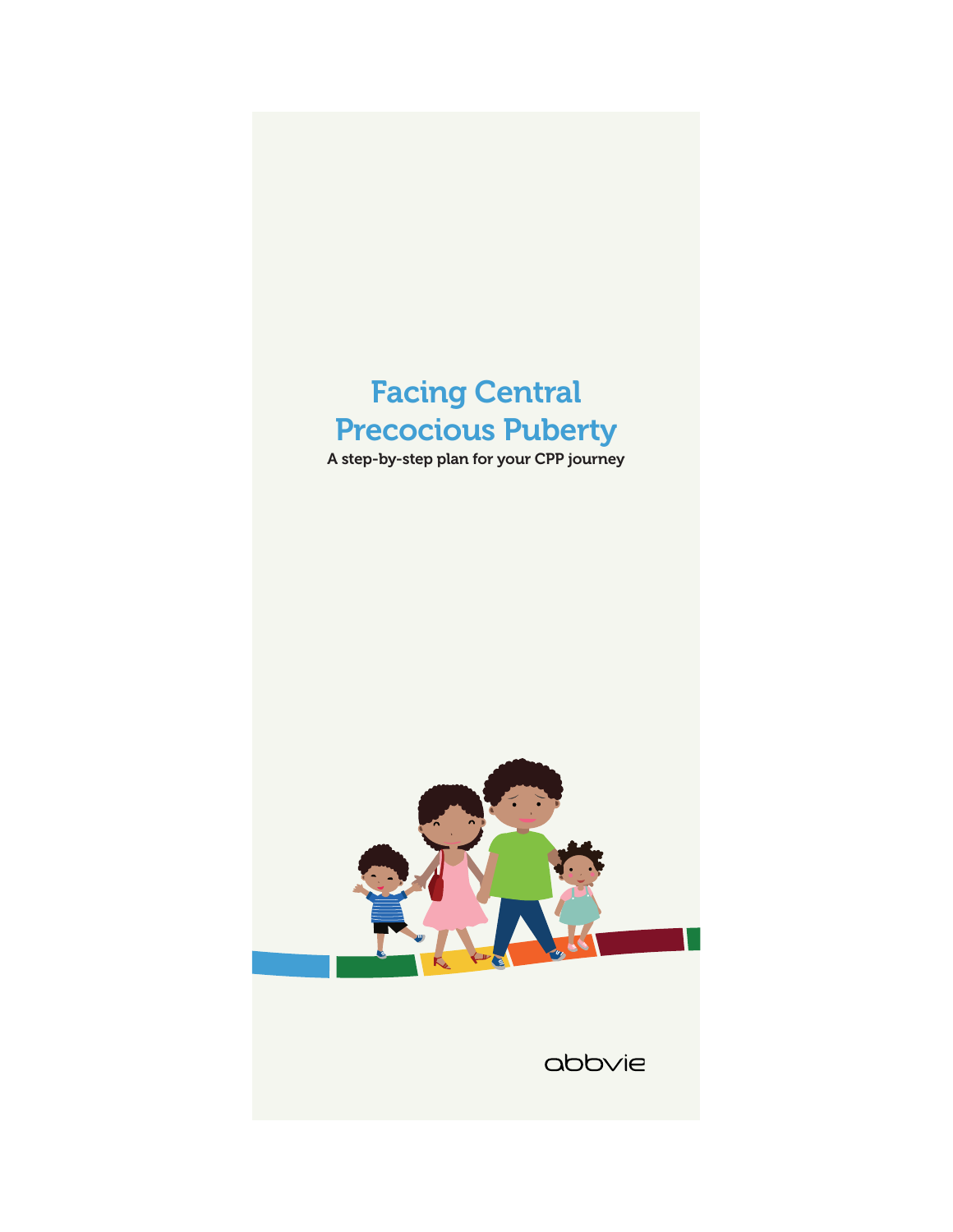# Facing Central Precocious Puberty

**A step-by-step plan for your CPP journey**

abbvie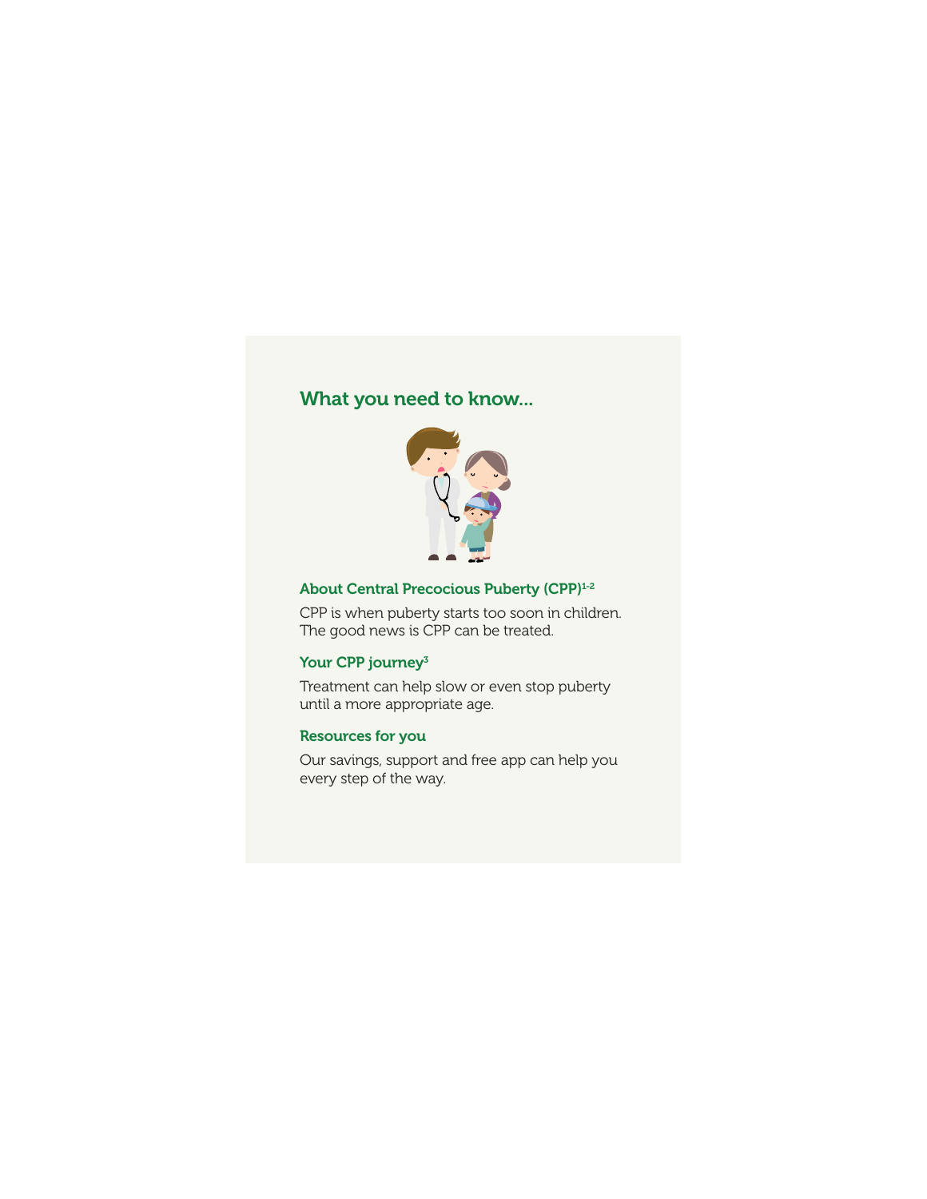## What you need to know...

### About Central Precocious Puberty (CPP)[1-2]

CPP is when puberty starts too soon in children. The good news is CPP can be treated.

### Your CPP journey[3]

Treatment can help slow or even stop puberty until a more appropriate age.

### Resources for you

Our savings, support and free app can help you every step of the way.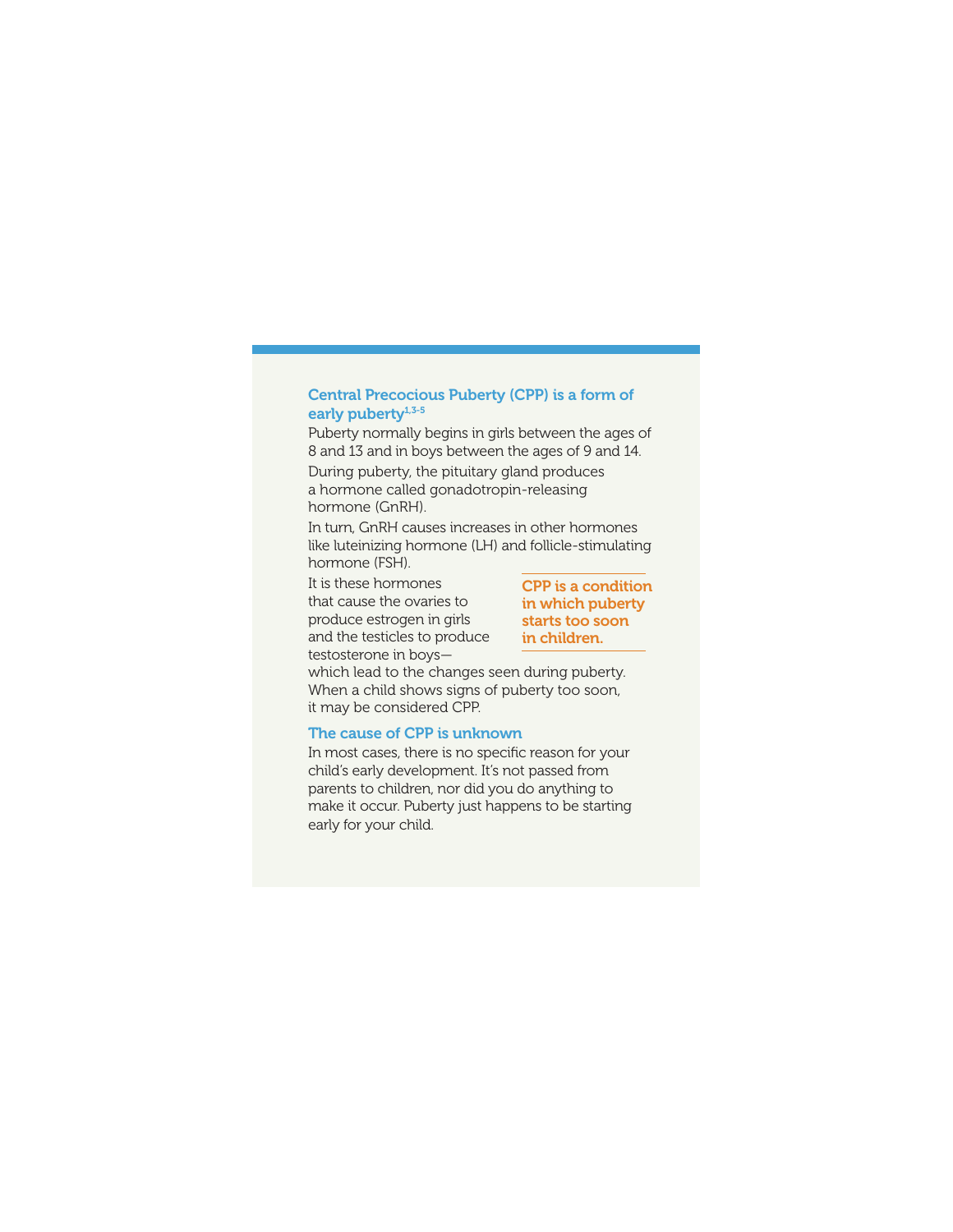## Central Precocious Puberty (CPP) is a form of early puberty[1,3-5]

Puberty normally begins in girls between the ages of 8 and 13 and in boys between the ages of 9 and 14.

During puberty, the pituitary gland produces a hormone called gonadotropin-releasing hormone (GnRH).

In turn, GnRH causes increases in other hormones like luteinizing hormone (LH) and follicle-stimulating hormone (FSH).

It is these hormones that cause the ovaries to produce estrogen in girls and the testicles to produce testosterone in boys—which lead to the changes seen during puberty. When a child shows signs of puberty too soon, it may be considered CPP.

**CPP is a condition in which puberty starts too soon in children.**

## The cause of CPP is unknown

In most cases, there is no specific reason for your child's early development. It's not passed from parents to children, nor did you do anything to make it occur. Puberty just happens to be starting early for your child.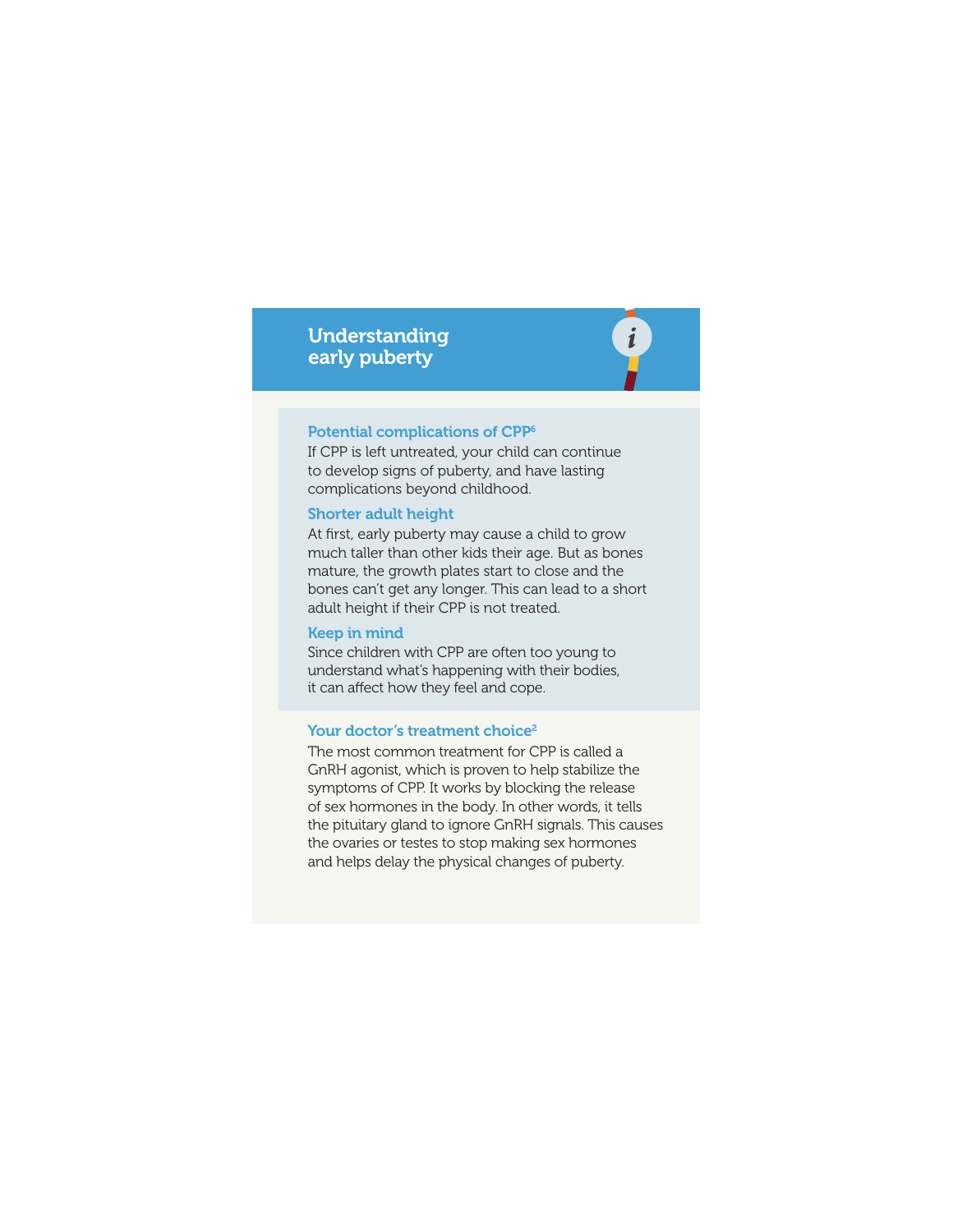## Understanding early puberty

### Potential complications of CPP[6]

If CPP is left untreated, your child can continue to develop signs of puberty, and have lasting complications beyond childhood.

### Shorter adult height

At first, early puberty may cause a child to grow much taller than other kids their age. But as bones mature, the growth plates start to close and the bones can't get any longer. This can lead to a short adult height if their CPP is not treated.

### Keep in mind

Since children with CPP are often too young to understand what's happening with their bodies, it can affect how they feel and cope.

### Your doctor's treatment choice[2]

The most common treatment for CPP is called a GnRH agonist, which is proven to help stabilize the symptoms of CPP. It works by blocking the release of sex hormones in the body. In other words, it tells the pituitary gland to ignore GnRH signals. This causes the ovaries or testes to stop making sex hormones and helps delay the physical changes of puberty.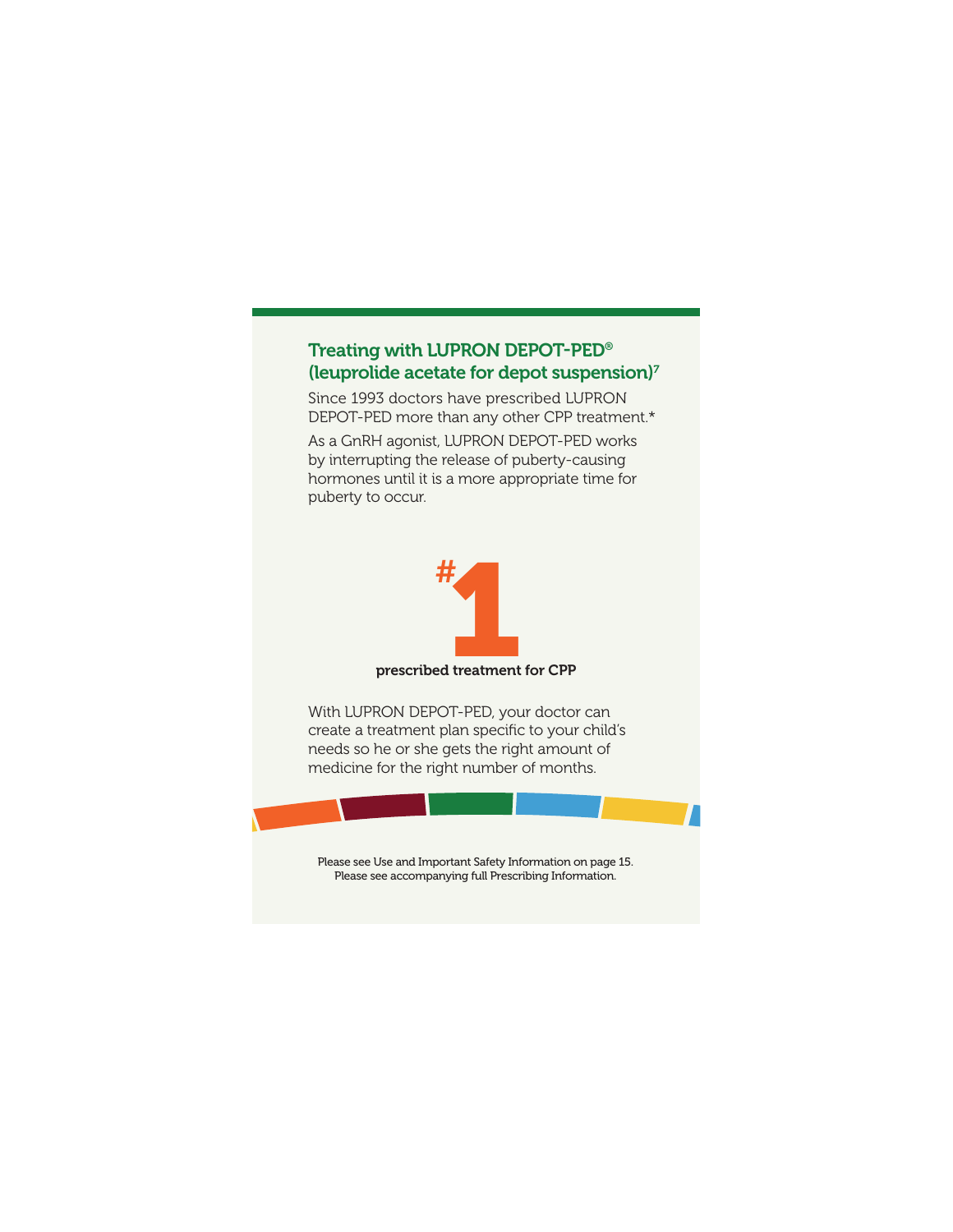## Treating with LUPRON DEPOT-PED® (leuprolide acetate for depot suspension)[7]

Since 1993 doctors have prescribed LUPRON DEPOT-PED more than any other CPP treatment.*

As a GnRH agonist, LUPRON DEPOT-PED works by interrupting the release of puberty-causing hormones until it is a more appropriate time for puberty to occur.

# #1

**prescribed treatment for CPP**

With LUPRON DEPOT-PED, your doctor can create a treatment plan specific to your child's needs so he or she gets the right amount of medicine for the right number of months.

Please see Use and Important Safety Information on page 15.
Please see accompanying full Prescribing Information.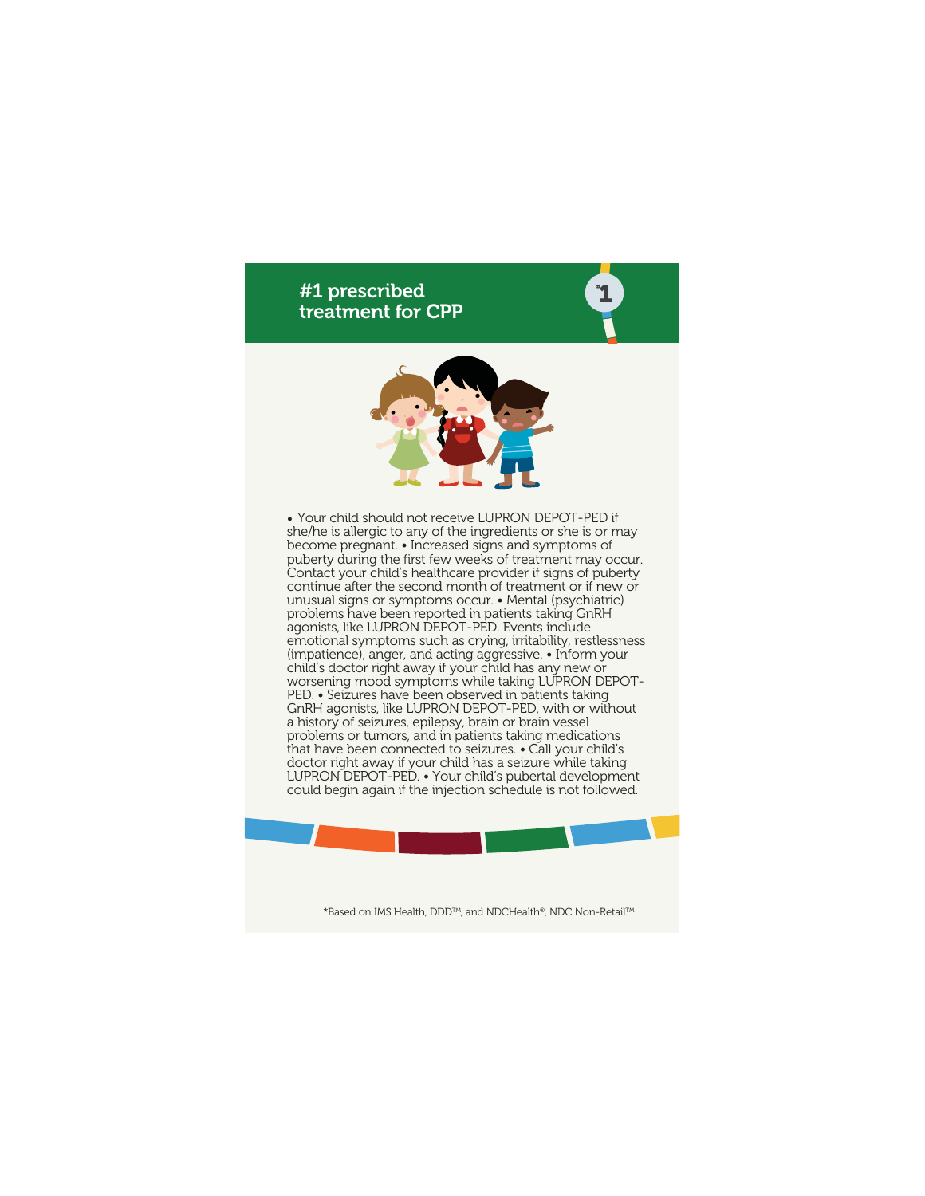## #1 prescribed treatment for CPP

\*1

• Your child should not receive LUPRON DEPOT-PED if she/he is allergic to any of the ingredients or she is or may become pregnant. • Increased signs and symptoms of puberty during the first few weeks of treatment may occur. Contact your child's healthcare provider if signs of puberty continue after the second month of treatment or if new or unusual signs or symptoms occur. • Mental (psychiatric) problems have been reported in patients taking GnRH agonists, like LUPRON DEPOT-PED. Events include emotional symptoms such as crying, irritability, restlessness (impatience), anger, and acting aggressive. • Inform your child's doctor right away if your child has any new or worsening mood symptoms while taking LUPRON DEPOT-PED. • Seizures have been observed in patients taking GnRH agonists, like LUPRON DEPOT-PED, with or without a history of seizures, epilepsy, brain or brain vessel problems or tumors, and in patients taking medications that have been connected to seizures. • Call your child's doctor right away if your child has a seizure while taking LUPRON DEPOT-PED. • Your child's pubertal development could begin again if the injection schedule is not followed.

\*Based on IMS Health, DDD™, and NDCHealth®, NDC Non-Retail™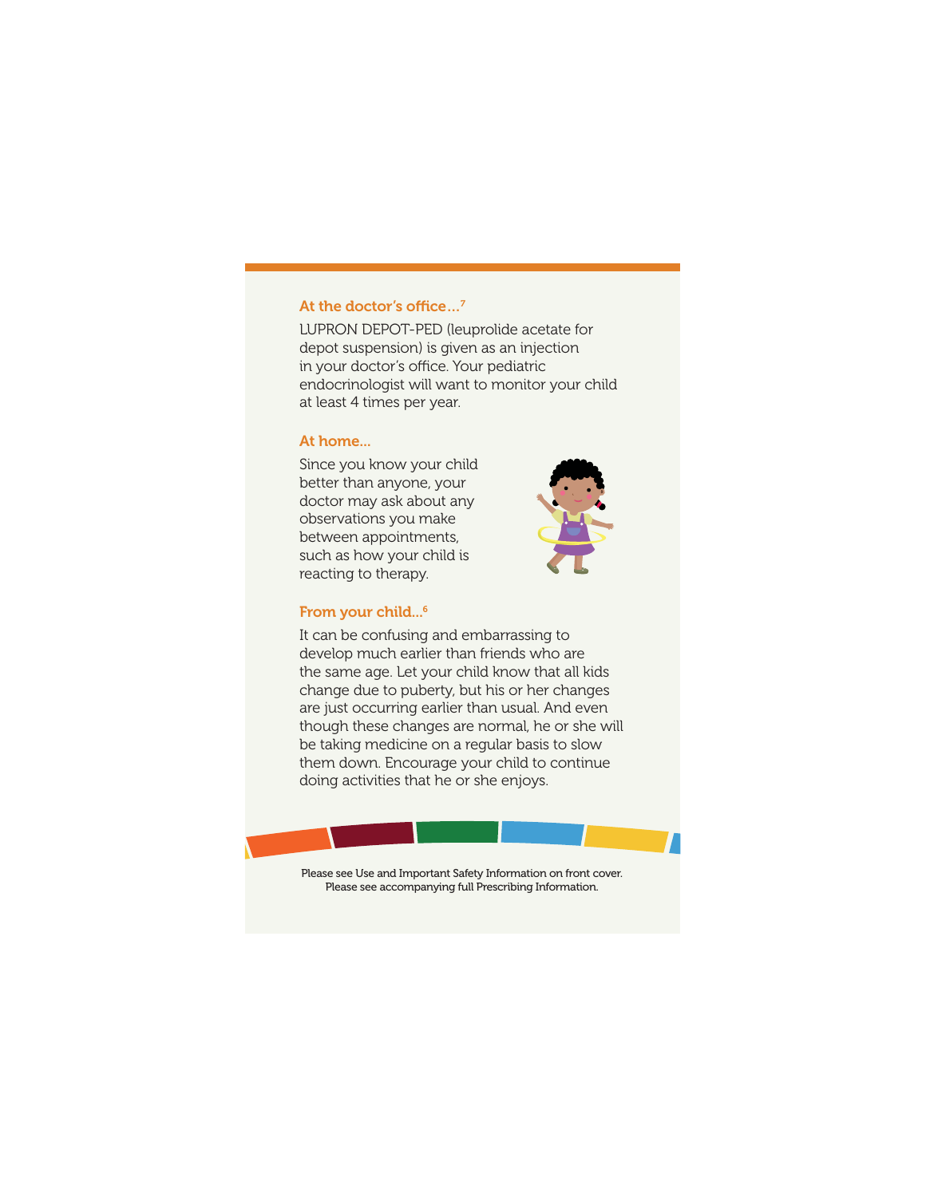### At the doctor's office…[7]

LUPRON DEPOT-PED (leuprolide acetate for depot suspension) is given as an injection in your doctor's office. Your pediatric endocrinologist will want to monitor your child at least 4 times per year.

### At home…

Since you know your child better than anyone, your doctor may ask about any observations you make between appointments, such as how your child is reacting to therapy.

### From your child…[6]

It can be confusing and embarrassing to develop much earlier than friends who are the same age. Let your child know that all kids change due to puberty, but his or her changes are just occurring earlier than usual. And even though these changes are normal, he or she will be taking medicine on a regular basis to slow them down. Encourage your child to continue doing activities that he or she enjoys.

Please see Use and Important Safety Information on front cover.
Please see accompanying full Prescribing Information.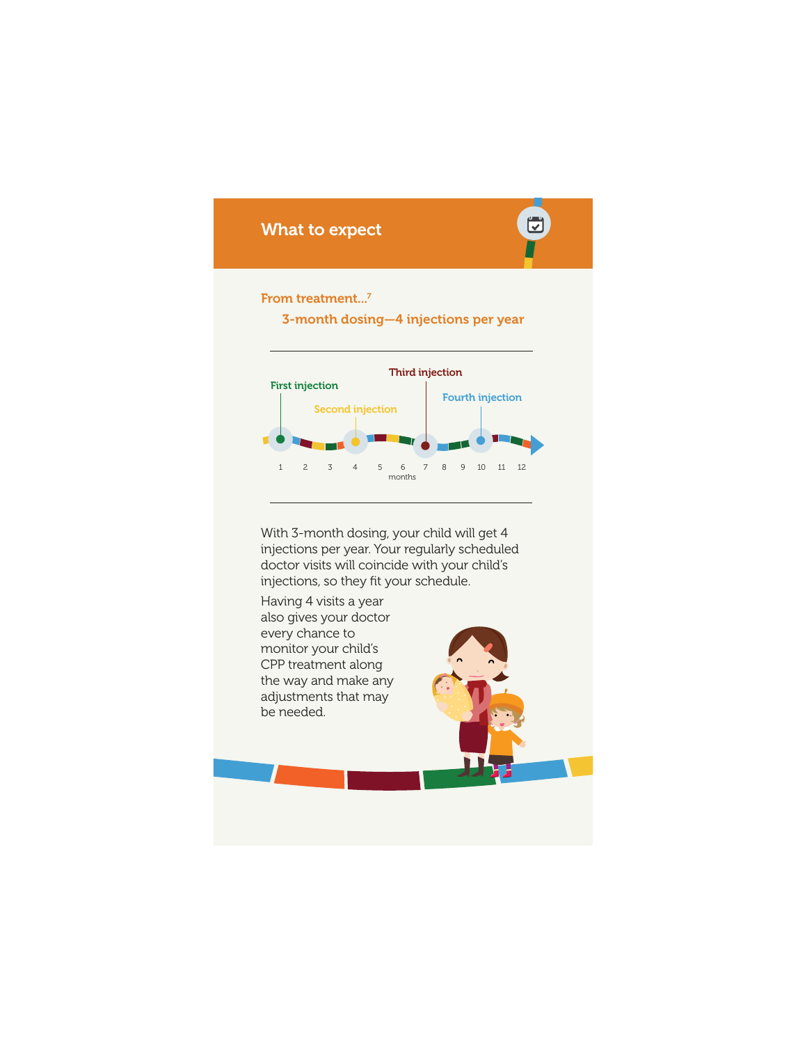## What to expect

From treatment...[7]

3-month dosing—4 injections per year

First injection

Second injection

Third injection

Fourth injection

1 2 3 4 5 6 7 8 9 10 11 12

months

With 3-month dosing, your child will get 4 injections per year. Your regularly scheduled doctor visits will coincide with your child's injections, so they fit your schedule.

Having 4 visits a year also gives your doctor every chance to monitor your child's CPP treatment along the way and make any adjustments that may be needed.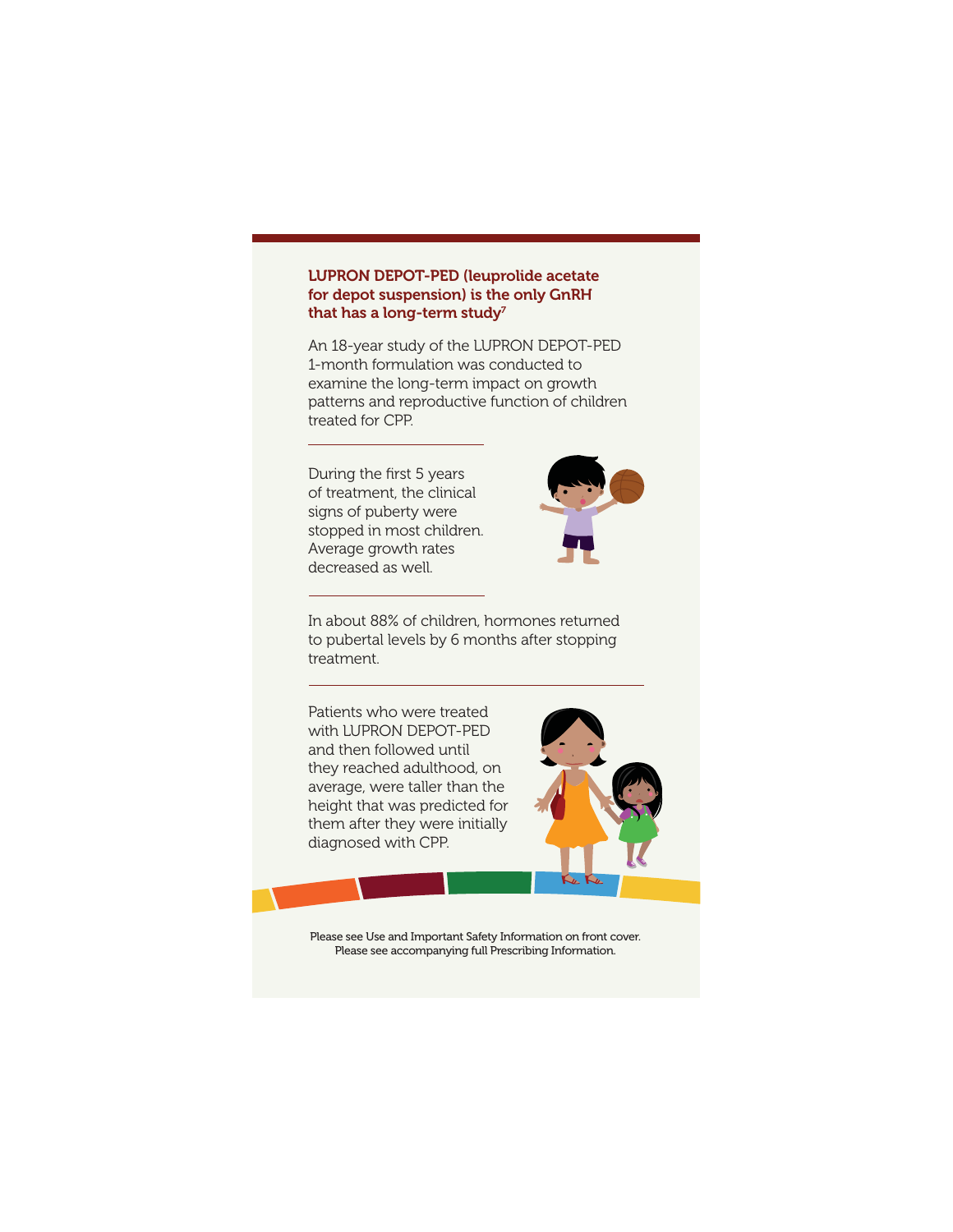## LUPRON DEPOT-PED (leuprolide acetate for depot suspension) is the only GnRH that has a long-term study[7]

An 18-year study of the LUPRON DEPOT-PED 1-month formulation was conducted to examine the long-term impact on growth patterns and reproductive function of children treated for CPP.

During the first 5 years of treatment, the clinical signs of puberty were stopped in most children. Average growth rates decreased as well.

In about 88% of children, hormones returned to pubertal levels by 6 months after stopping treatment.

Patients who were treated with LUPRON DEPOT-PED and then followed until they reached adulthood, on average, were taller than the height that was predicted for them after they were initially diagnosed with CPP.

Please see Use and Important Safety Information on front cover.
Please see accompanying full Prescribing Information.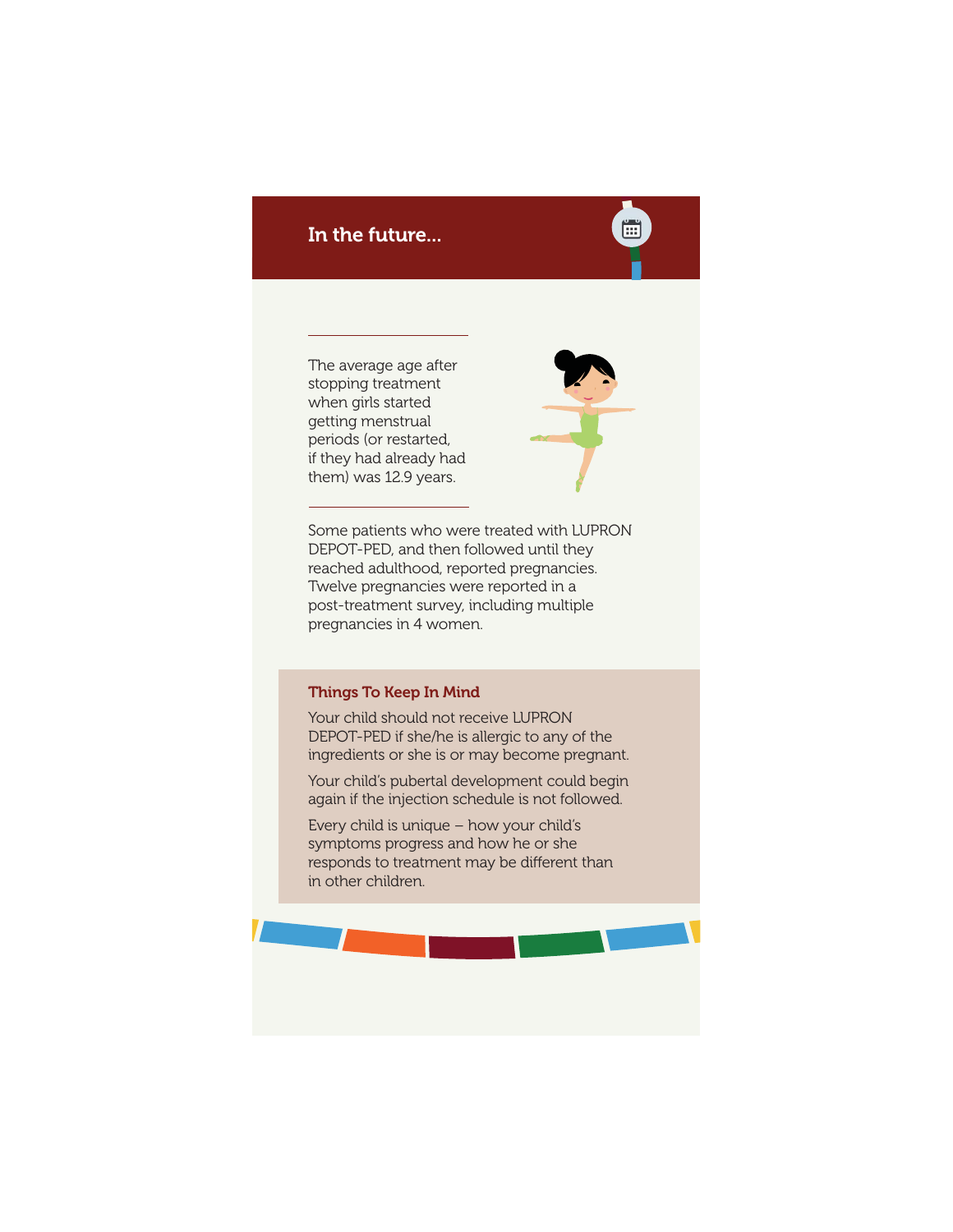## In the future...

The average age after stopping treatment when girls started getting menstrual periods (or restarted, if they had already had them) was 12.9 years.

Some patients who were treated with LUPRON DEPOT-PED, and then followed until they reached adulthood, reported pregnancies. Twelve pregnancies were reported in a post-treatment survey, including multiple pregnancies in 4 women.

### Things To Keep In Mind

Your child should not receive LUPRON DEPOT-PED if she/he is allergic to any of the ingredients or she is or may become pregnant.

Your child's pubertal development could begin again if the injection schedule is not followed.

Every child is unique – how your child's symptoms progress and how he or she responds to treatment may be different than in other children.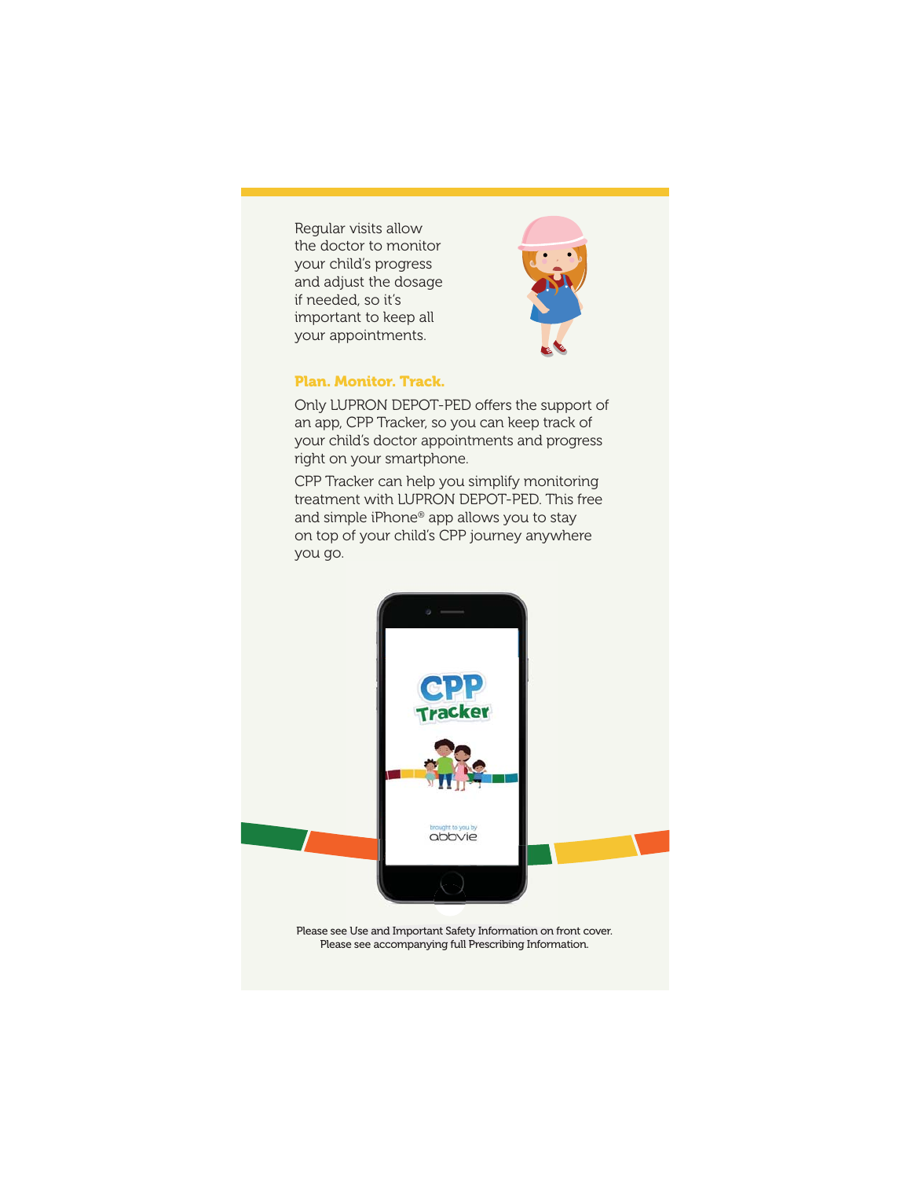Regular visits allow the doctor to monitor your child's progress and adjust the dosage if needed, so it's important to keep all your appointments.

## Plan. Monitor. Track.

Only LUPRON DEPOT-PED offers the support of an app, CPP Tracker, so you can keep track of your child's doctor appointments and progress right on your smartphone.

CPP Tracker can help you simplify monitoring treatment with LUPRON DEPOT-PED. This free and simple iPhone® app allows you to stay on top of your child's CPP journey anywhere you go.

Please see Use and Important Safety Information on front cover.
Please see accompanying full Prescribing Information.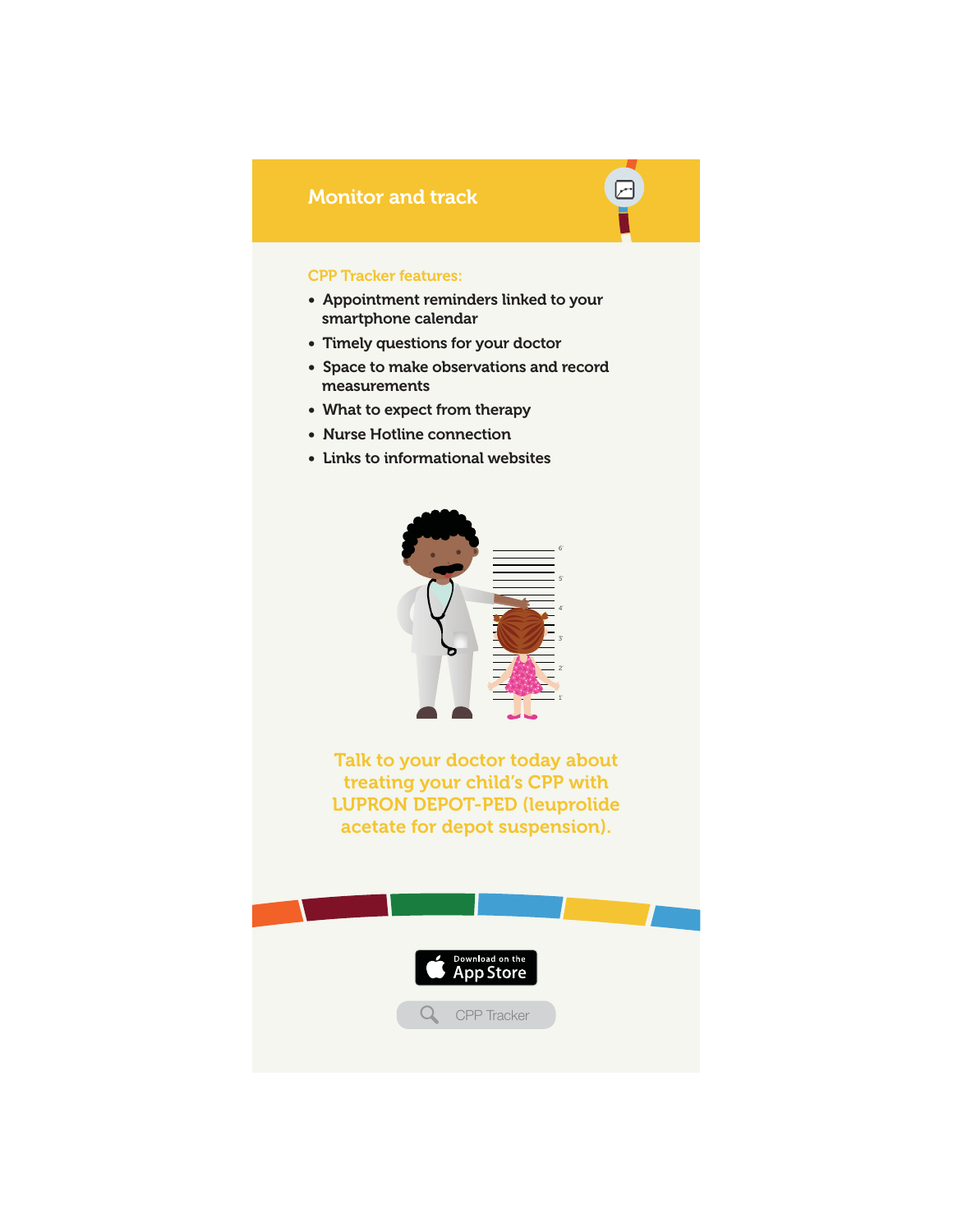## Monitor and track

### CPP Tracker features:

- Appointment reminders linked to your smartphone calendar
- Timely questions for your doctor
- Space to make observations and record measurements
- What to expect from therapy
- Nurse Hotline connection
- Links to informational websites

**Talk to your doctor today about treating your child's CPP with LUPRON DEPOT-PED (leuprolide acetate for depot suspension).**

Download on the App Store

CPP Tracker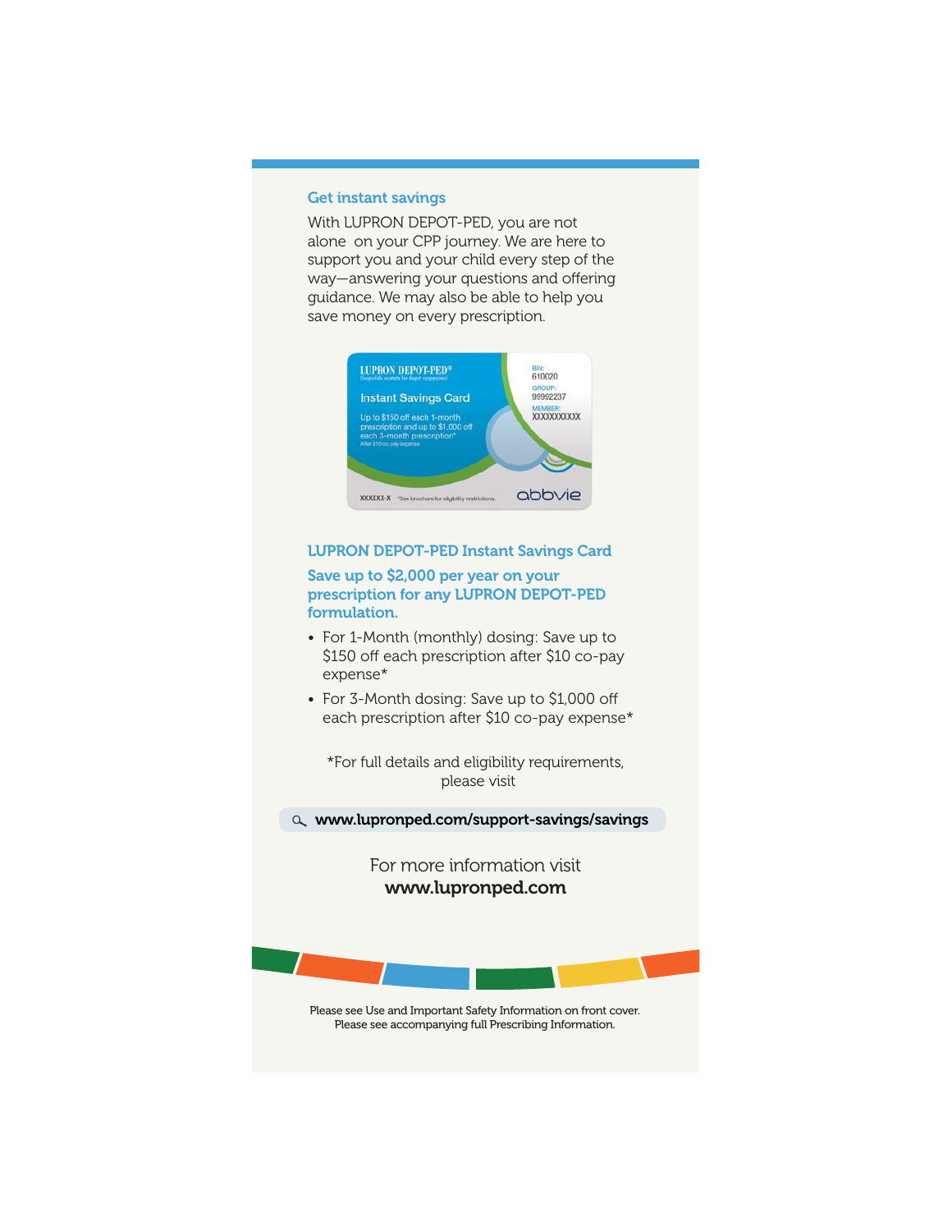## Get instant savings

With LUPRON DEPOT-PED, you are not alone on your CPP journey. We are here to support you and your child every step of the way—answering your questions and offering guidance. We may also be able to help you save money on every prescription.

### LUPRON DEPOT-PED Instant Savings Card

**Save up to $2,000 per year on your prescription for any LUPRON DEPOT-PED formulation.**

- For 1-Month (monthly) dosing: Save up to $150 off each prescription after $10 co-pay expense*
- For 3-Month dosing: Save up to $1,000 off each prescription after $10 co-pay expense*

*For full details and eligibility requirements, please visit

**www.lupronped.com/support-savings/savings**

For more information visit
**www.lupronped.com**

Please see Use and Important Safety Information on front cover.
Please see accompanying full Prescribing Information.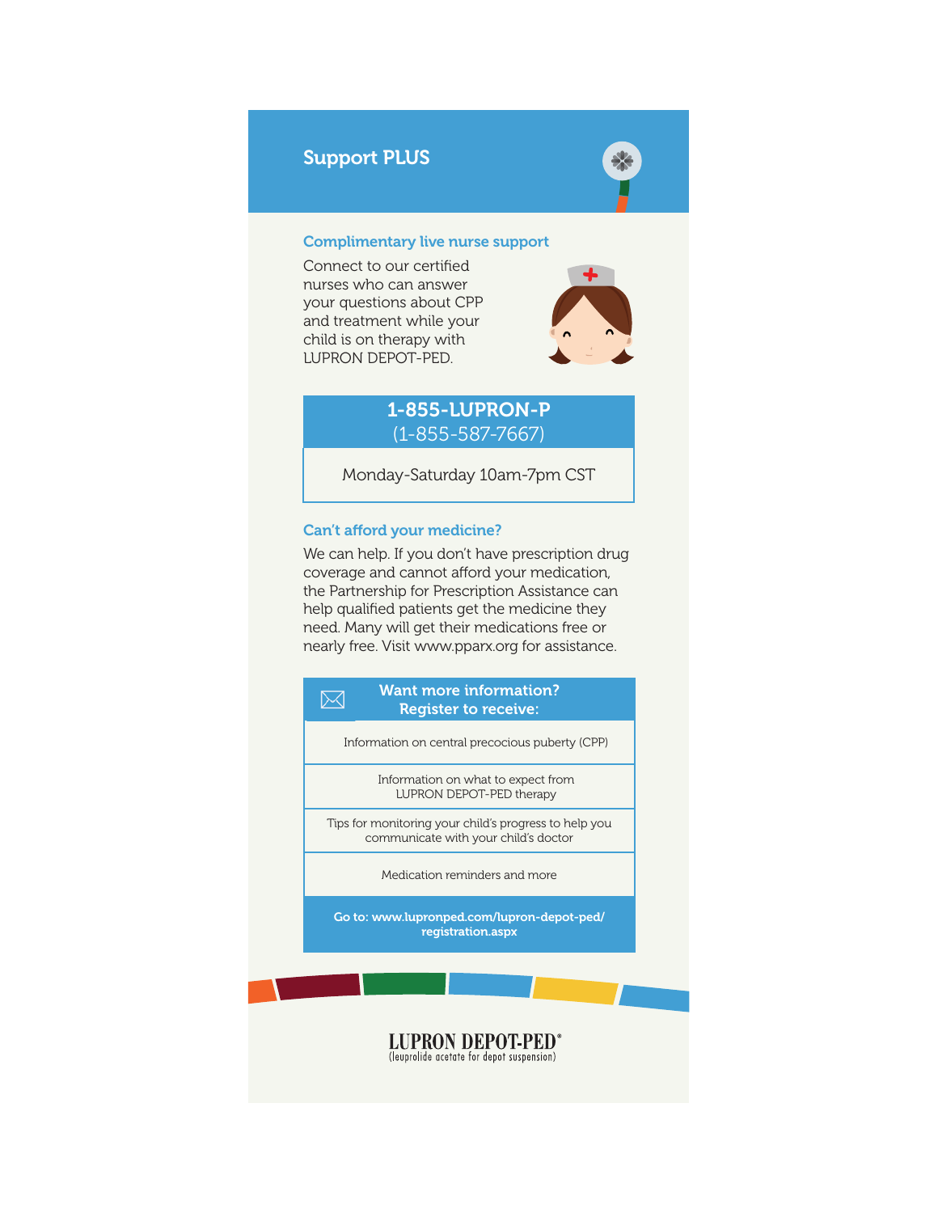# Support PLUS

## Complimentary live nurse support

Connect to our certified nurses who can answer your questions about CPP and treatment while your child is on therapy with LUPRON DEPOT-PED.

**1-855-LUPRON-P**
(1-855-587-7667)

Monday-Saturday 10am-7pm CST

## Can't afford your medicine?

We can help. If you don't have prescription drug coverage and cannot afford your medication, the Partnership for Prescription Assistance can help qualified patients get the medicine they need. Many will get their medications free or nearly free. Visit www.pparx.org for assistance.

## Want more information? Register to receive:

- Information on central precocious puberty (CPP)
- Information on what to expect from LUPRON DEPOT-PED therapy
- Tips for monitoring your child's progress to help you communicate with your child's doctor
- Medication reminders and more

**Go to: www.lupronped.com/lupron-depot-ped/registration.aspx**

LUPRON DEPOT-PED®
(leuprolide acetate for depot suspension)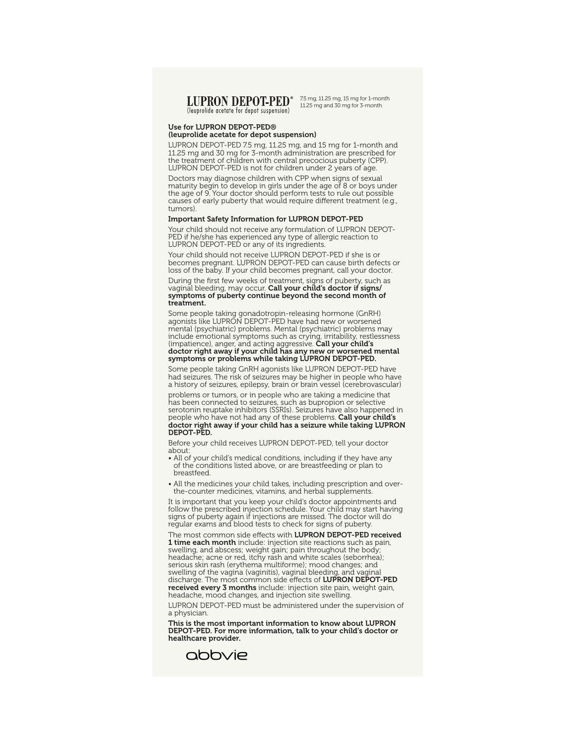**LUPRON DEPOT-PED®**
(leuprolide acetate for depot suspension)

7.5 mg, 11.25 mg, 15 mg for 1-month
11.25 mg and 30 mg for 3-month

**Use for LUPRON DEPOT-PED®**
**(leuprolide acetate for depot suspension)**

LUPRON DEPOT-PED 7.5 mg, 11.25 mg, and 15 mg for 1-month and 11.25 mg and 30 mg for 3-month administration are prescribed for the treatment of children with central precocious puberty (CPP). LUPRON DEPOT-PED is not for children under 2 years of age.

Doctors may diagnose children with CPP when signs of sexual maturity begin to develop in girls under the age of 8 or boys under the age of 9. Your doctor should perform tests to rule out possible causes of early puberty that would require different treatment (e.g., tumors).

**Important Safety Information for LUPRON DEPOT-PED**

Your child should not receive any formulation of LUPRON DEPOT-PED if he/she has experienced any type of allergic reaction to LUPRON DEPOT-PED or any of its ingredients.

Your child should not receive LUPRON DEPOT-PED if she is or becomes pregnant. LUPRON DEPOT-PED can cause birth defects or loss of the baby. If your child becomes pregnant, call your doctor.

During the first few weeks of treatment, signs of puberty, such as vaginal bleeding, may occur. **Call your child's doctor if signs/symptoms of puberty continue beyond the second month of treatment.**

Some people taking gonadotropin-releasing hormone (GnRH) agonists like LUPRON DEPOT-PED have had new or worsened mental (psychiatric) problems. Mental (psychiatric) problems may include emotional symptoms such as crying, irritability, restlessness (impatience), anger, and acting aggressive. **Call your child's doctor right away if your child has any new or worsened mental symptoms or problems while taking LUPRON DEPOT-PED.**

Some people taking GnRH agonists like LUPRON DEPOT-PED have had seizures. The risk of seizures may be higher in people who have a history of seizures, epilepsy, brain or brain vessel (cerebrovascular) problems or tumors, or in people who are taking a medicine that has been connected to seizures, such as bupropion or selective serotonin reuptake inhibitors (SSRIs). Seizures have also happened in people who have not had any of these problems. **Call your child's doctor right away if your child has a seizure while taking LUPRON DEPOT-PED.**

Before your child receives LUPRON DEPOT-PED, tell your doctor about:

- All of your child's medical conditions, including if they have any of the conditions listed above, or are breastfeeding or plan to breastfeed.
- All the medicines your child takes, including prescription and over-the-counter medicines, vitamins, and herbal supplements.

It is important that you keep your child's doctor appointments and follow the prescribed injection schedule. Your child may start having signs of puberty again if injections are missed. The doctor will do regular exams and blood tests to check for signs of puberty.

The most common side effects with **LUPRON DEPOT-PED received 1 time each month** include: injection site reactions such as pain, swelling, and abscess; weight gain; pain throughout the body; headache; acne or red, itchy rash and white scales (seborrhea); serious skin rash (erythema multiforme); mood changes; and swelling of the vagina (vaginitis), vaginal bleeding, and vaginal discharge. The most common side effects of **LUPRON DEPOT-PED received every 3 months** include: injection site pain, weight gain, headache, mood changes, and injection site swelling.

LUPRON DEPOT-PED must be administered under the supervision of a physician.

**This is the most important information to know about LUPRON DEPOT-PED. For more information, talk to your child's doctor or healthcare provider.**

abbvie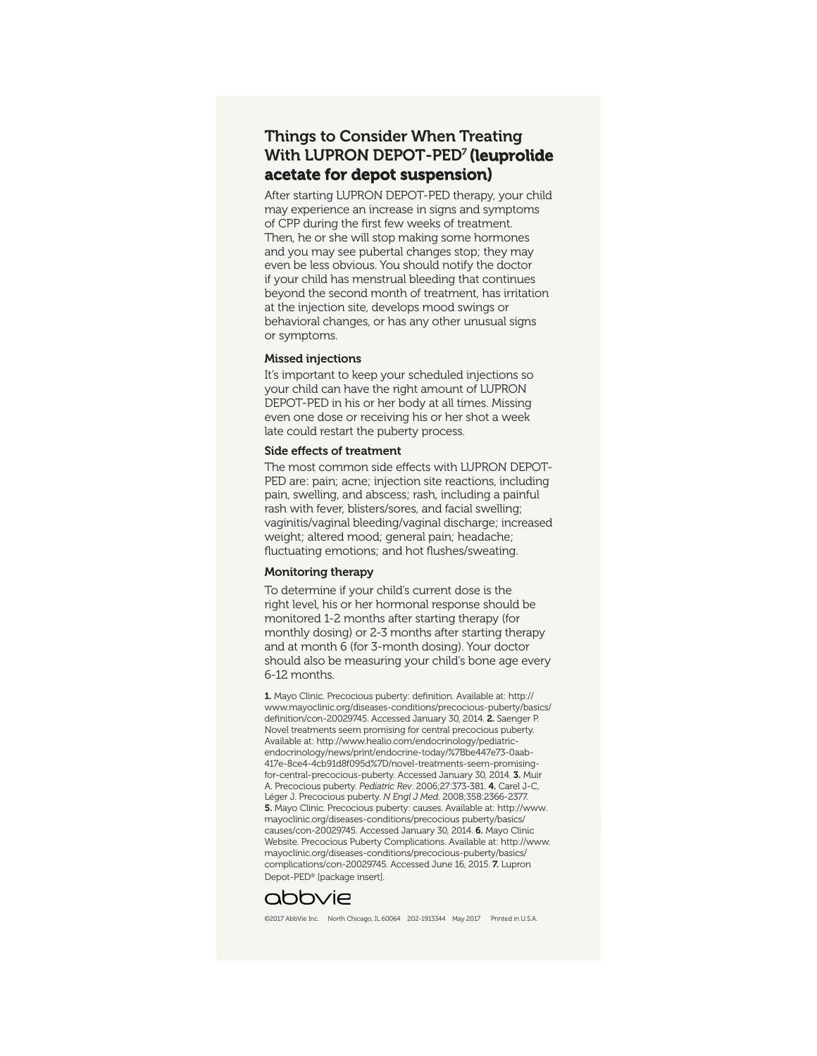## Things to Consider When Treating With LUPRON DEPOT-PED[7] **(leuprolide acetate for depot suspension)**

After starting LUPRON DEPOT-PED therapy, your child may experience an increase in signs and symptoms of CPP during the first few weeks of treatment. Then, he or she will stop making some hormones and you may see pubertal changes stop; they may even be less obvious. You should notify the doctor if your child has menstrual bleeding that continues beyond the second month of treatment, has irritation at the injection site, develops mood swings or behavioral changes, or has any other unusual signs or symptoms.

### Missed injections

It's important to keep your scheduled injections so your child can have the right amount of LUPRON DEPOT-PED in his or her body at all times. Missing even one dose or receiving his or her shot a week late could restart the puberty process.

### Side effects of treatment

The most common side effects with LUPRON DEPOT-PED are: pain; acne; injection site reactions, including pain, swelling, and abscess; rash, including a painful rash with fever, blisters/sores, and facial swelling; vaginitis/vaginal bleeding/vaginal discharge; increased weight; altered mood; general pain; headache; fluctuating emotions; and hot flushes/sweating.

### Monitoring therapy

To determine if your child's current dose is the right level, his or her hormonal response should be monitored 1-2 months after starting therapy (for monthly dosing) or 2-3 months after starting therapy and at month 6 (for 3-month dosing). Your doctor should also be measuring your child's bone age every 6-12 months.

**1.** Mayo Clinic. Precocious puberty: definition. Available at: http://www.mayoclinic.org/diseases-conditions/precocious-puberty/basics/definition/con-20029745. Accessed January 30, 2014. **2.** Saenger P. Novel treatments seem promising for central precocious puberty. Available at: http://www.healio.com/endocrinology/pediatric-endocrinology/news/print/endocrine-today/%7Bbe447e73-0aab-417e-8ce4-4cb91d8f095d%7D/novel-treatments-seem-promising-for-central-precocious-puberty. Accessed January 30, 2014. **3.** Muir A. Precocious puberty. *Pediatric Rev*. 2006;27:373-381. **4.** Carel J-C, Léger J. Precocious puberty. *N Engl J Med*. 2008;358:2366-2377. **5.** Mayo Clinic. Precocious puberty: causes. Available at: http://www.mayoclinic.org/diseases-conditions/precocious puberty/basics/causes/con-20029745. Accessed January 30, 2014. **6.** Mayo Clinic Website. Precocious Puberty Complications. Available at: http://www.mayoclinic.org/diseases-conditions/precocious-puberty/basics/complications/con-20029745. Accessed June 16, 2015. **7.** Lupron Depot-PED® [package insert].

abbvie

©2017 AbbVie Inc. North Chicago, IL 60064 202-1913344 May 2017 Printed in U.S.A.